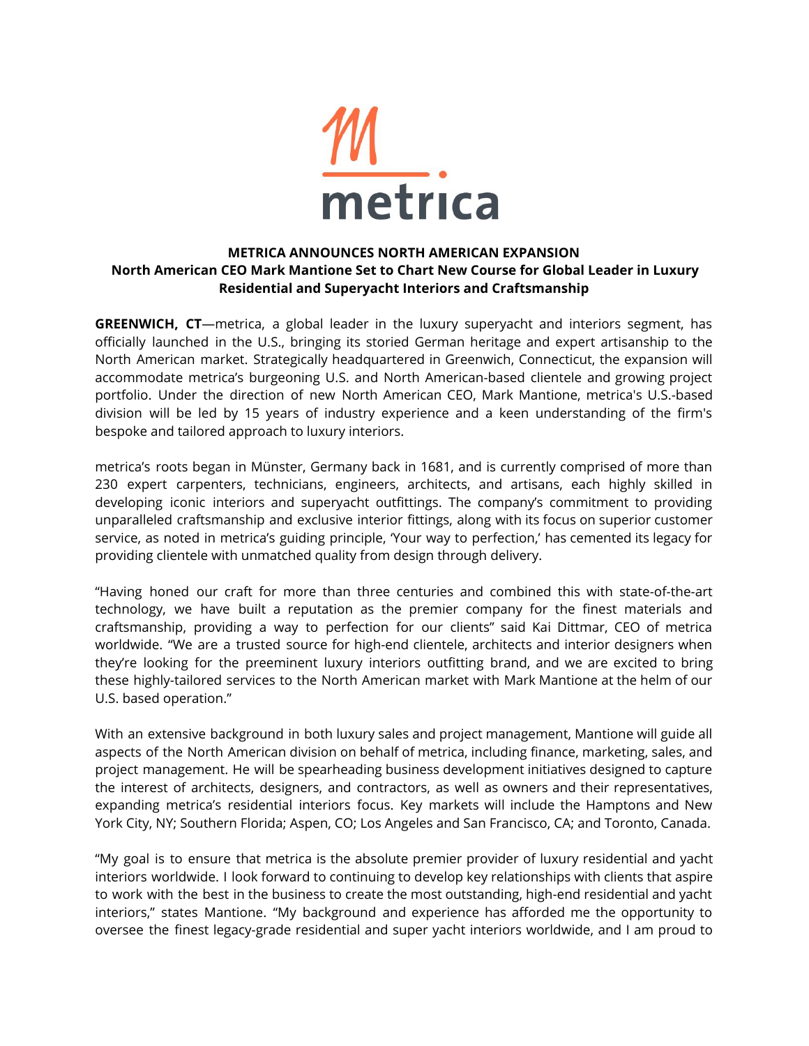metrica

**METRICA ANNOUNCES NORTH AMERICAN EXPANSION**
**North American CEO Mark Mantione Set to Chart New Course for Global Leader in Luxury Residential and Superyacht Interiors and Craftsmanship**

**GREENWICH, CT**—metrica, a global leader in the luxury superyacht and interiors segment, has officially launched in the U.S., bringing its storied German heritage and expert artisanship to the North American market. Strategically headquartered in Greenwich, Connecticut, the expansion will accommodate metrica's burgeoning U.S. and North American-based clientele and growing project portfolio. Under the direction of new North American CEO, Mark Mantione, metrica's U.S.-based division will be led by 15 years of industry experience and a keen understanding of the firm's bespoke and tailored approach to luxury interiors.

metrica's roots began in Münster, Germany back in 1681, and is currently comprised of more than 230 expert carpenters, technicians, engineers, architects, and artisans, each highly skilled in developing iconic interiors and superyacht outfittings. The company's commitment to providing unparalleled craftsmanship and exclusive interior fittings, along with its focus on superior customer service, as noted in metrica's guiding principle, 'Your way to perfection,' has cemented its legacy for providing clientele with unmatched quality from design through delivery.

"Having honed our craft for more than three centuries and combined this with state-of-the-art technology, we have built a reputation as the premier company for the finest materials and craftsmanship, providing a way to perfection for our clients" said Kai Dittmar, CEO of metrica worldwide. "We are a trusted source for high-end clientele, architects and interior designers when they're looking for the preeminent luxury interiors outfitting brand, and we are excited to bring these highly-tailored services to the North American market with Mark Mantione at the helm of our U.S. based operation."

With an extensive background in both luxury sales and project management, Mantione will guide all aspects of the North American division on behalf of metrica, including finance, marketing, sales, and project management. He will be spearheading business development initiatives designed to capture the interest of architects, designers, and contractors, as well as owners and their representatives, expanding metrica's residential interiors focus. Key markets will include the Hamptons and New York City, NY; Southern Florida; Aspen, CO; Los Angeles and San Francisco, CA; and Toronto, Canada.

"My goal is to ensure that metrica is the absolute premier provider of luxury residential and yacht interiors worldwide. I look forward to continuing to develop key relationships with clients that aspire to work with the best in the business to create the most outstanding, high-end residential and yacht interiors," states Mantione. "My background and experience has afforded me the opportunity to oversee the finest legacy-grade residential and super yacht interiors worldwide, and I am proud to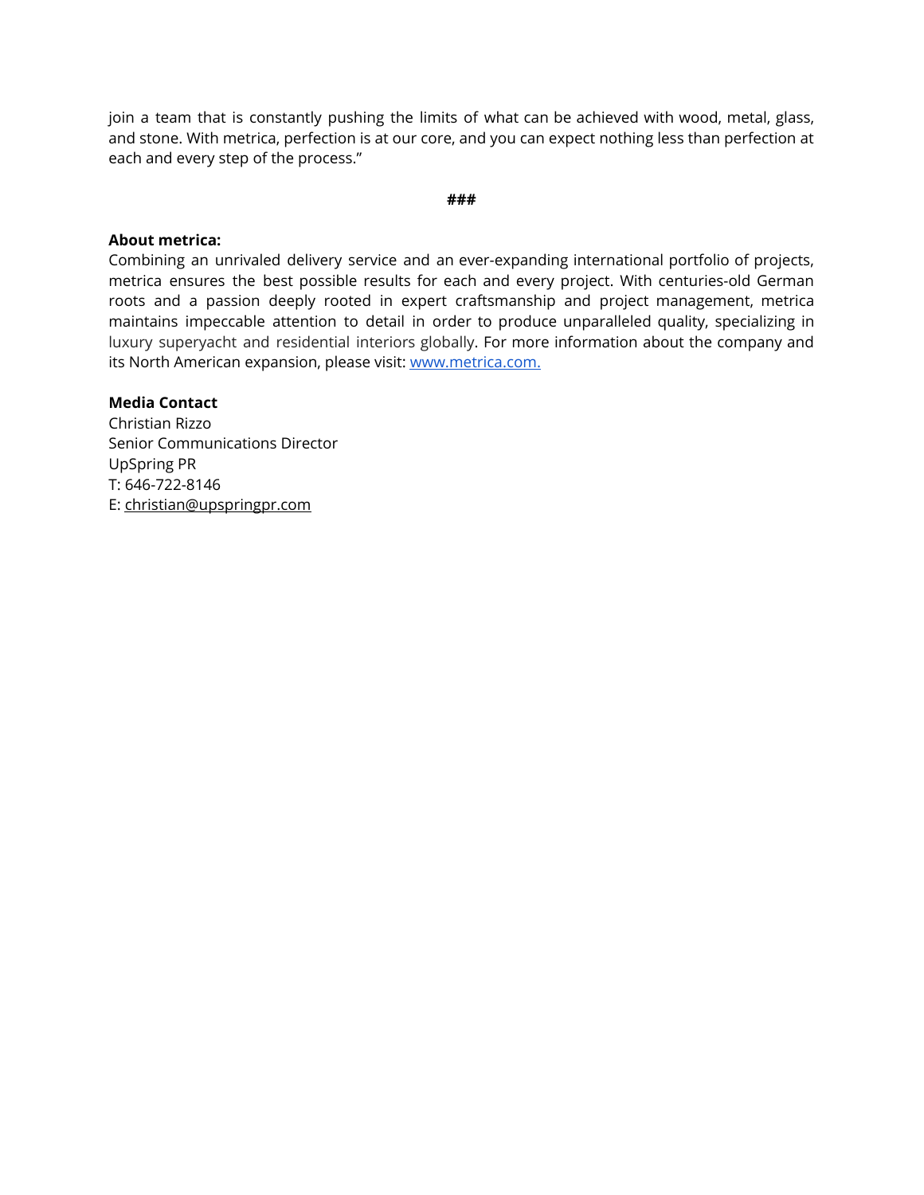join a team that is constantly pushing the limits of what can be achieved with wood, metal, glass, and stone. With metrica, perfection is at our core, and you can expect nothing less than perfection at each and every step of the process."

**###**

**About metrica:**
Combining an unrivaled delivery service and an ever-expanding international portfolio of projects, metrica ensures the best possible results for each and every project. With centuries-old German roots and a passion deeply rooted in expert craftsmanship and project management, metrica maintains impeccable attention to detail in order to produce unparalleled quality, specializing in luxury superyacht and residential interiors globally. For more information about the company and its North American expansion, please visit: [www.metrica.com.](http://www.metrica.com)

**Media Contact**
Christian Rizzo
Senior Communications Director
UpSpring PR
T: 646-722-8146
E: christian@upspringpr.com